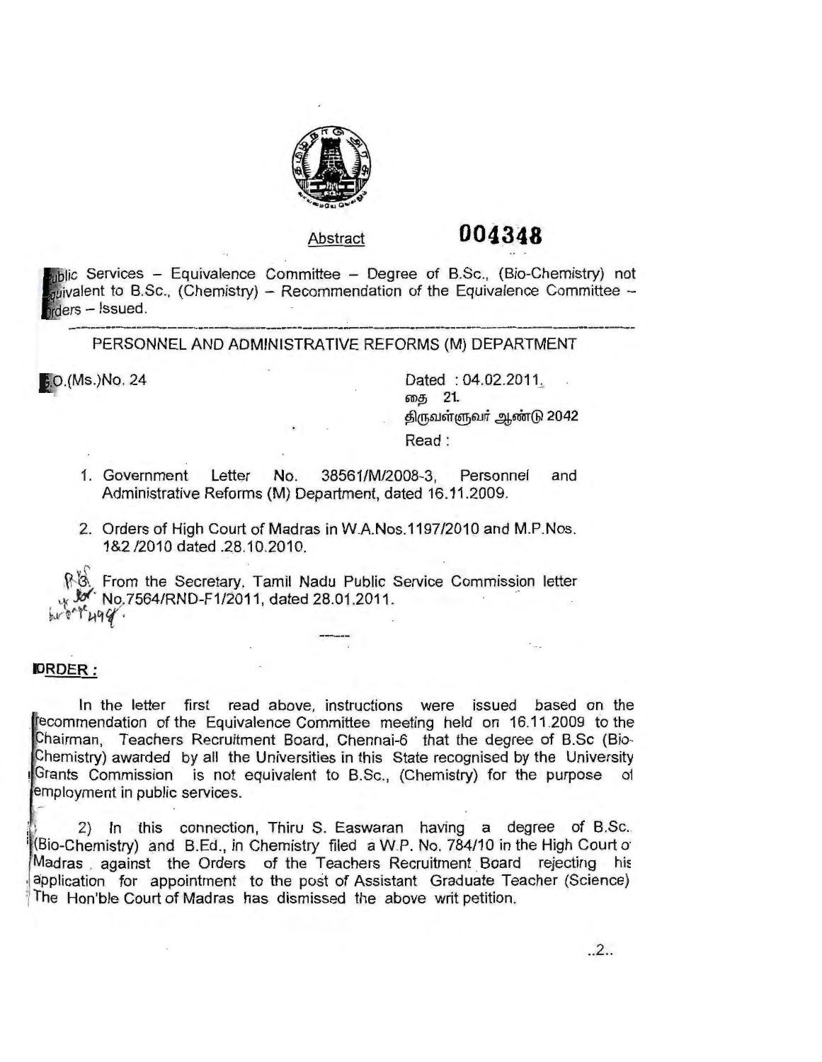Abstract **004348**

Public Services – Equivalence Committee – Degree of B.Sc., (Bio-Chemistry) not equivalent to B.Sc., (Chemistry) – Recommendation of the Equivalence Committee – Orders – Issued.

---

PERSONNEL AND ADMINISTRATIVE REFORMS (M) DEPARTMENT

G.O.(Ms.)No. 24

Dated : 04.02.2011.
தை 21.
திருவள்ளுவர் ஆண்டு 2042

Read :

1. Government Letter No. 38561/M/2008-3, Personnel and Administrative Reforms (M) Department, dated 16.11.2009.

2. Orders of High Court of Madras in W.A.Nos.1197/2010 and M.P.Nos. 1&2 /2010 dated .28.10.2010.

3. From the Secretary, Tamil Nadu Public Service Commission letter No.7564/RND-F1/2011, dated 28.01.2011.

---

**ORDER :**

In the letter first read above, instructions were issued based on the recommendation of the Equivalence Committee meeting held on 16.11.2009 to the Chairman, Teachers Recruitment Board, Chennai-6 that the degree of B.Sc (Bio-Chemistry) awarded by all the Universities in this State recognised by the University Grants Commission is not equivalent to B.Sc., (Chemistry) for the purpose of employment in public services.

2) In this connection, Thiru S. Easwaran having a degree of B.Sc. (Bio-Chemistry) and B.Ed., in Chemistry filed a W.P. No. 784/10 in the High Court of Madras, against the Orders of the Teachers Recruitment Board rejecting his application for appointment to the post of Assistant Graduate Teacher (Science) The Hon'ble Court of Madras has dismissed the above writ petition.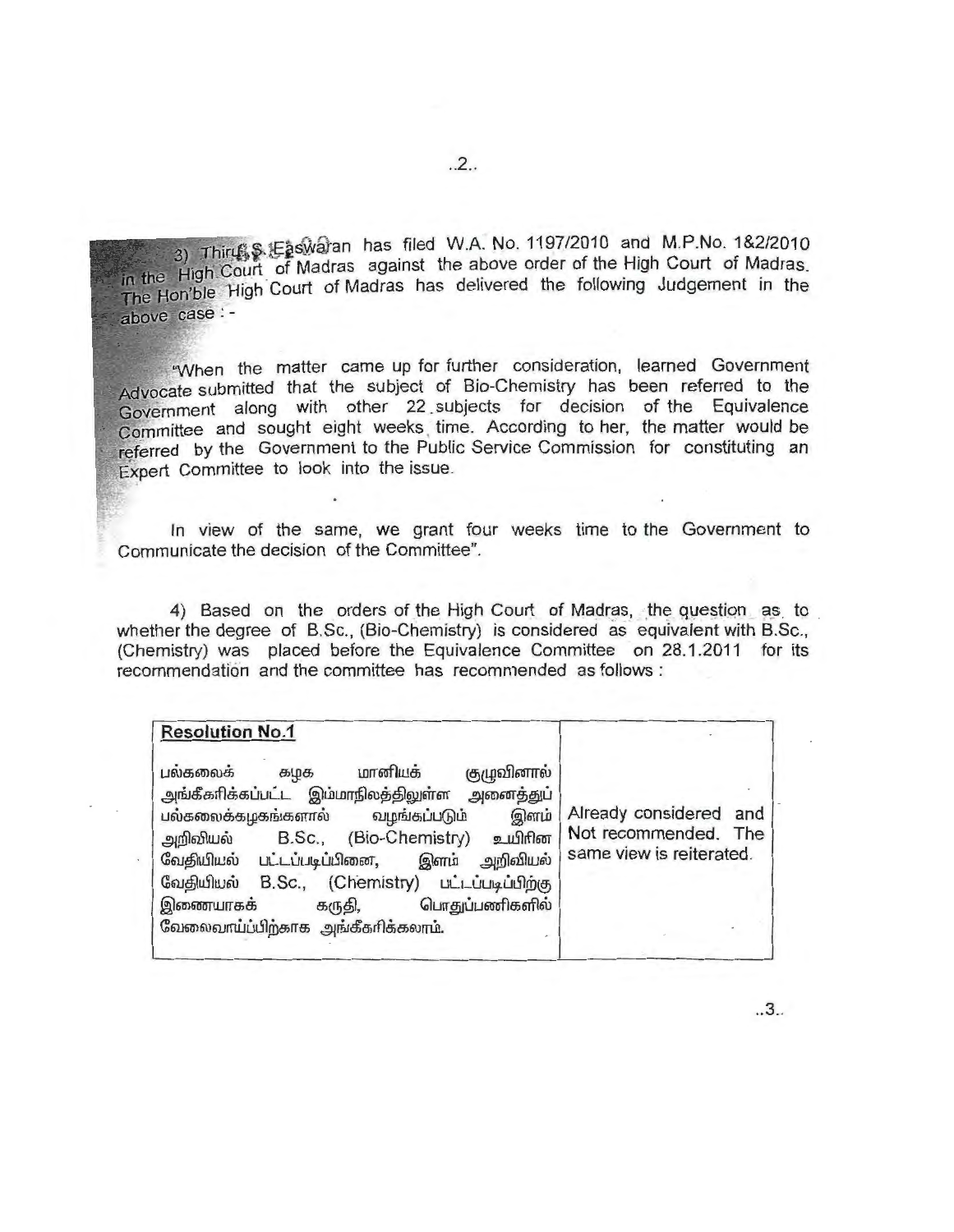3) Thiru. S. Easwaran has filed W.A. No. 1197/2010 and M.P.No. 1&2/2010 in the High Court of Madras against the above order of the High Court of Madras. The Hon'ble High Court of Madras has delivered the following Judgement in the above case : -

"When the matter came up for further consideration, learned Government Advocate submitted that the subject of Bio-Chemistry has been referred to the Government along with other 22 subjects for decision of the Equivalence Committee and sought eight weeks time. According to her, the matter would be referred by the Government to the Public Service Commission for constituting an Expert Committee to look into the issue.

In view of the same, we grant four weeks time to the Government to Communicate the decision of the Committee".

4) Based on the orders of the High Court of Madras, the question as to whether the degree of B.Sc., (Bio-Chemistry) is considered as equivalent with B.Sc., (Chemistry) was placed before the Equivalence Committee on 28.1.2011 for its recommendation and the committee has recommended as follows :

| **Resolution No.1** | |
|---|---|
| பல்கலைக் கழக மானியக் குழுவினால் அங்கீகரிக்கப்பட்ட இம்மாநிலத்திலுள்ள அனைத்துப் பல்கலைக்கழகங்களால் வழங்கப்படும் இளம் அறிவியல் B.Sc., (Bio-Chemistry) உயிரின வேதியியல் பட்டப்படிப்பினை, இளம் அறிவியல் வேதியியல் B.Sc., (Chemistry) பட்டப்படிப்பிற்கு இணையாகக் கருதி, பொதுப்பணிகளில் வேலைவாய்ப்பிற்காக அங்கீகரிக்கலாம். | Already considered and Not recommended. The same view is reiterated. |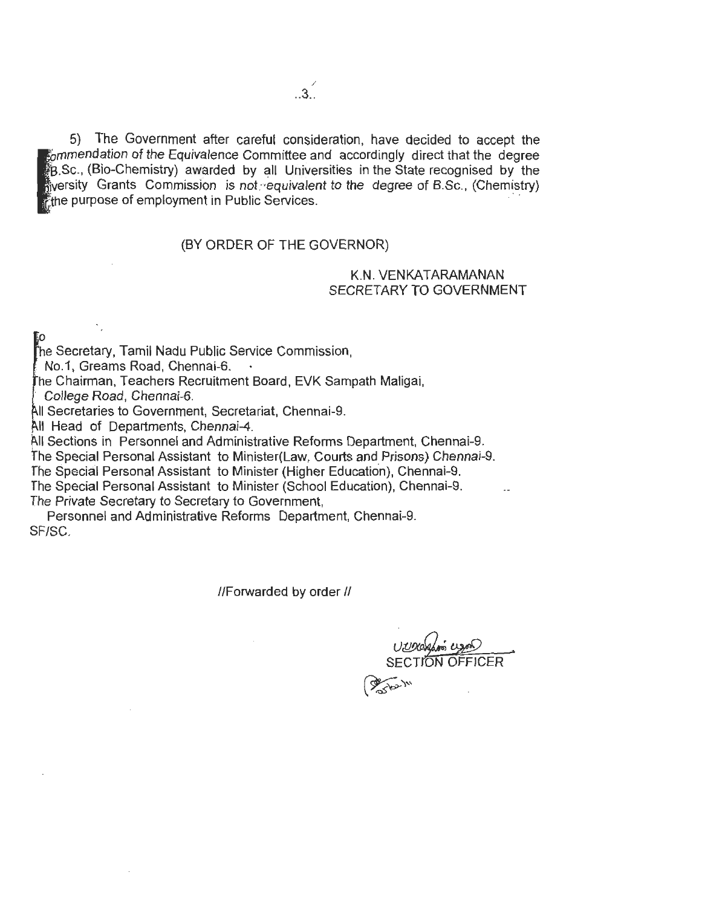5) The Government after careful consideration, have decided to accept the recommendation of the Equivalence Committee and accordingly direct that the degree of B.Sc., (Bio-Chemistry) awarded by all Universities in the State recognised by the University Grants Commission is not equivalent to the degree of B.Sc., (Chemistry) for the purpose of employment in Public Services.

(BY ORDER OF THE GOVERNOR)

K.N. VENKATARAMANAN
SECRETARY TO GOVERNMENT

To
The Secretary, Tamil Nadu Public Service Commission,
No.1, Greams Road, Chennai-6.
The Chairman, Teachers Recruitment Board, EVK Sampath Maligai,
College Road, Chennai-6.
All Secretaries to Government, Secretariat, Chennai-9.
All Head of Departments, Chennai-4.
All Sections in Personnel and Administrative Reforms Department, Chennai-9.
The Special Personal Assistant to Minister(Law, Courts and Prisons) Chennai-9.
The Special Personal Assistant to Minister (Higher Education), Chennai-9.
The Special Personal Assistant to Minister (School Education), Chennai-9.
The Private Secretary to Secretary to Government,
Personnel and Administrative Reforms Department, Chennai-9.
SF/SC.

//Forwarded by order //

SECTION OFFICER